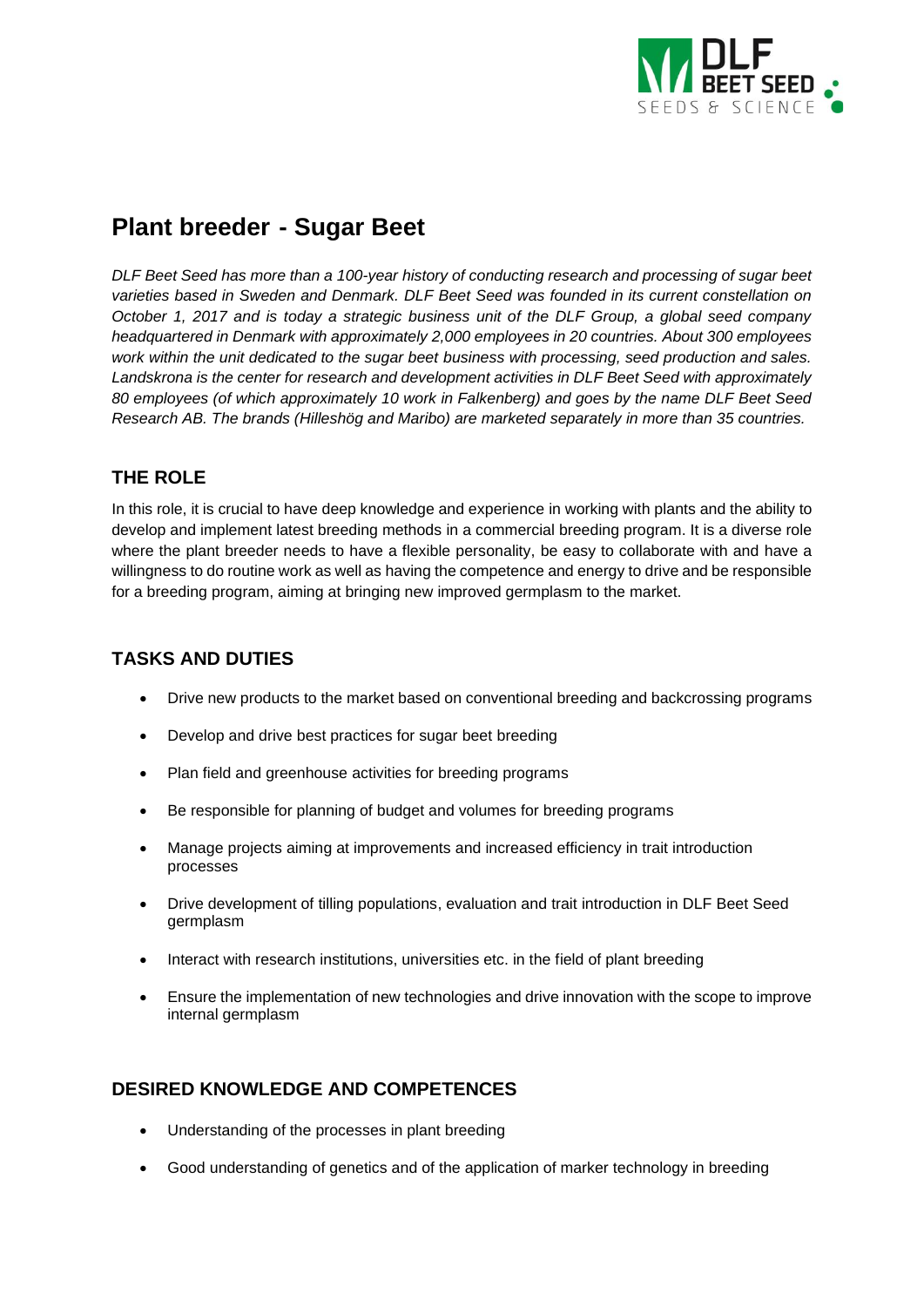# Plant breeder - Sugar Beet

*DLF Beet Seed has more than a 100-year history of conducting research and processing of sugar beet varieties based in Sweden and Denmark. DLF Beet Seed was founded in its current constellation on October 1, 2017 and is today a strategic business unit of the DLF Group, a global seed company headquartered in Denmark with approximately 2,000 employees in 20 countries. About 300 employees work within the unit dedicated to the sugar beet business with processing, seed production and sales. Landskrona is the center for research and development activities in DLF Beet Seed with approximately 80 employees (of which approximately 10 work in Falkenberg) and goes by the name DLF Beet Seed Research AB. The brands (Hilleshög and Maribo) are marketed separately in more than 35 countries.*

## THE ROLE

In this role, it is crucial to have deep knowledge and experience in working with plants and the ability to develop and implement latest breeding methods in a commercial breeding program. It is a diverse role where the plant breeder needs to have a flexible personality, be easy to collaborate with and have a willingness to do routine work as well as having the competence and energy to drive and be responsible for a breeding program, aiming at bringing new improved germplasm to the market.

## TASKS AND DUTIES

- Drive new products to the market based on conventional breeding and backcrossing programs
- Develop and drive best practices for sugar beet breeding
- Plan field and greenhouse activities for breeding programs
- Be responsible for planning of budget and volumes for breeding programs
- Manage projects aiming at improvements and increased efficiency in trait introduction processes
- Drive development of tilling populations, evaluation and trait introduction in DLF Beet Seed germplasm
- Interact with research institutions, universities etc. in the field of plant breeding
- Ensure the implementation of new technologies and drive innovation with the scope to improve internal germplasm

## DESIRED KNOWLEDGE AND COMPETENCES

- Understanding of the processes in plant breeding
- Good understanding of genetics and of the application of marker technology in breeding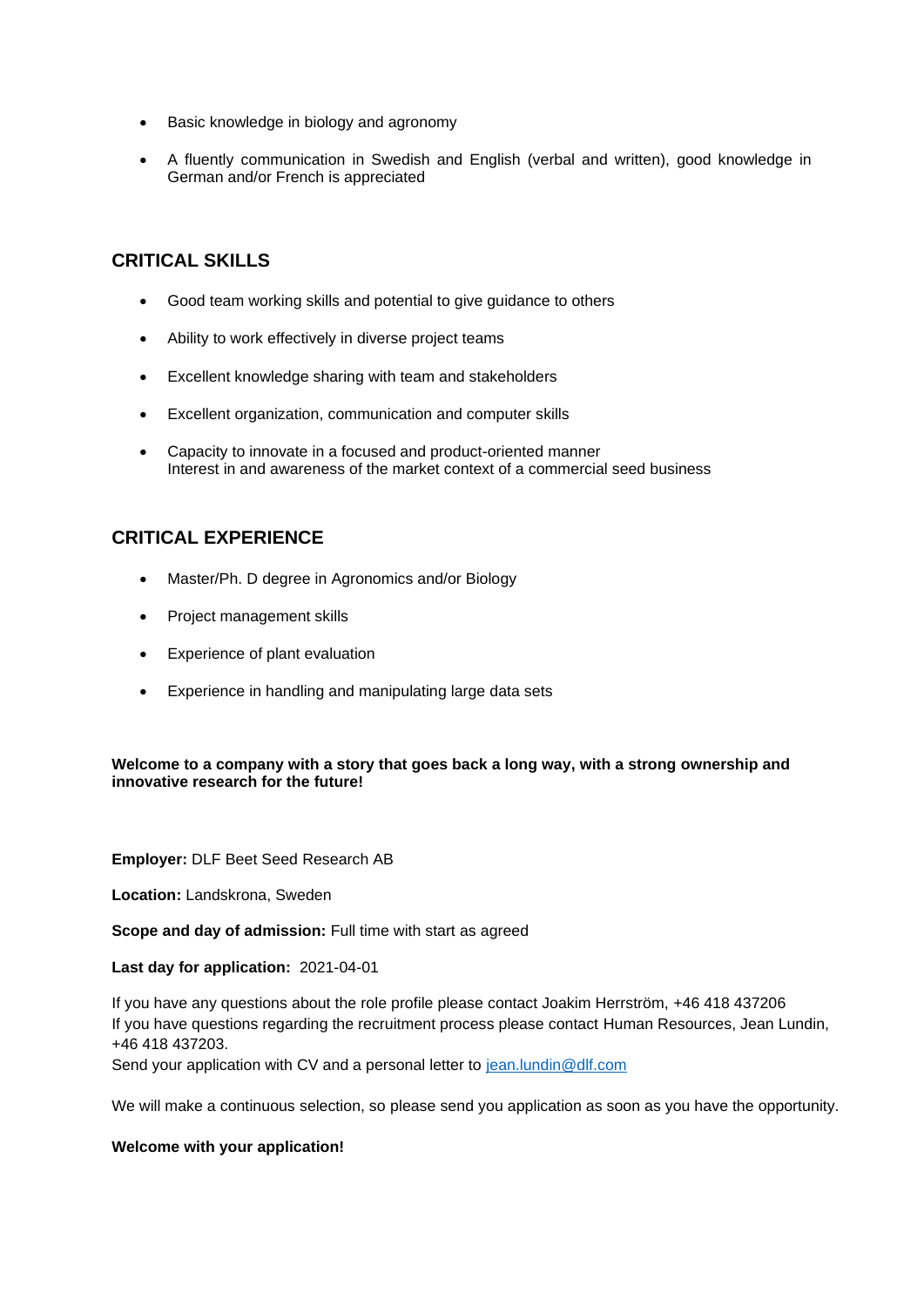- Basic knowledge in biology and agronomy
- A fluently communication in Swedish and English (verbal and written), good knowledge in German and/or French is appreciated

## CRITICAL SKILLS

- Good team working skills and potential to give guidance to others
- Ability to work effectively in diverse project teams
- Excellent knowledge sharing with team and stakeholders
- Excellent organization, communication and computer skills
- Capacity to innovate in a focused and product-oriented manner
  Interest in and awareness of the market context of a commercial seed business

## CRITICAL EXPERIENCE

- Master/Ph. D degree in Agronomics and/or Biology
- Project management skills
- Experience of plant evaluation
- Experience in handling and manipulating large data sets

**Welcome to a company with a story that goes back a long way, with a strong ownership and innovative research for the future!**

**Employer:** DLF Beet Seed Research AB

**Location:** Landskrona, Sweden

**Scope and day of admission:** Full time with start as agreed

**Last day for application:** 2021-04-01

If you have any questions about the role profile please contact Joakim Herrström, +46 418 437206
If you have questions regarding the recruitment process please contact Human Resources, Jean Lundin, +46 418 437203.
Send your application with CV and a personal letter to jean.lundin@dlf.com

We will make a continuous selection, so please send you application as soon as you have the opportunity.

**Welcome with your application!**